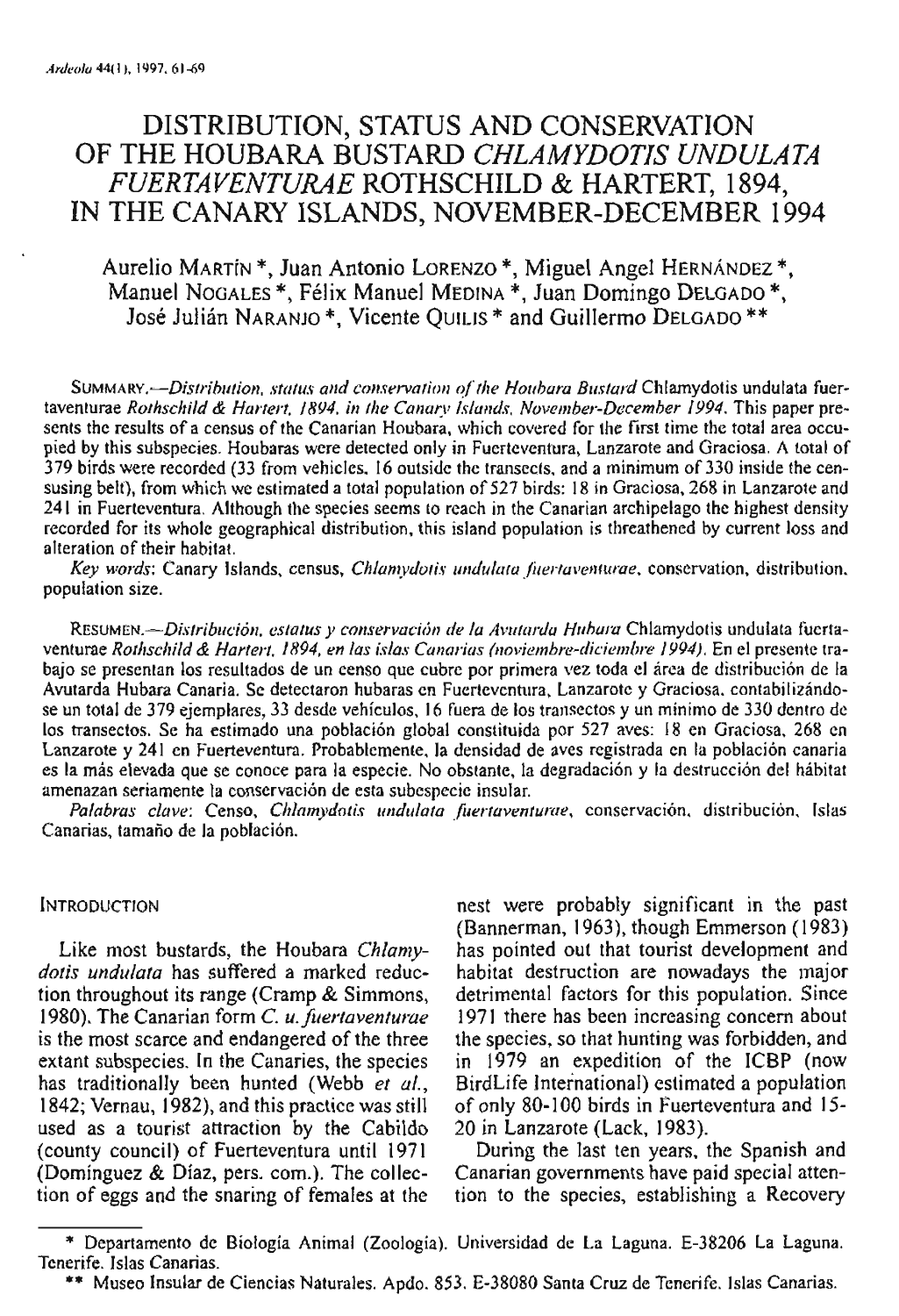# DISTRIBUTION, STATUS AND CONSERVATION OF THE HOUBARA BUSTARD *CHLAMYDOTIS UNDULATA FUERTAVENTURAE* ROTHSCHILD & HARTERT, 1894, IN THE CANARY ISLANDS, NOVEMBER-DECEMBER 1994

Aurelio MARTÍN *, Juan Antonio LORENZO *, Miguel Angel HERNÁNDEZ *, Manuel NOGALES *, Félix Manuel MEDINA *, Juan Domingo DELGADO *, José Julián NARANJO *, Vicente QUILIS * and Guillermo DELGADO **

SUMMARY.—*Distribution, status and conservation of the Houbara Bustard* Chlamydotis undulata fuertaventurae *Rothschild & Hartert, 1894, in the Canary Islands, November-December 1994*. This paper presents the results of a census of the Canarian Houbara, which covered for the first time the total area occupied by this subspecies. Houbaras were detected only in Fuerteventura, Lanzarote and Graciosa. A total of 379 birds were recorded (33 from vehicles, 16 outside the transects, and a minimum of 330 inside the censusing belt), from which we estimated a total population of 527 birds: 18 in Graciosa, 268 in Lanzarote and 241 in Fuerteventura. Although the species seems to reach in the Canarian archipelago the highest density recorded for its whole geographical distribution, this island population is threathened by current loss and alteration of their habitat.

*Key words*: Canary Islands, census, *Chlamydotis undulata fuertaventurae*, conservation, distribution, population size.

RESUMEN.—*Distribución, estatus y conservación de la Avutarda Hubara* Chlamydotis undulata fuertaventurae *Rothschild & Hartert, 1894, en las islas Canarias (noviembre-diciembre 1994)*. En el presente trabajo se presentan los resultados de un censo que cubre por primera vez toda el área de distribución de la Avutarda Hubara Canaria. Se detectaron hubaras en Fuerteventura, Lanzarote y Graciosa, contabilizándose un total de 379 ejemplares, 33 desde vehículos, 16 fuera de los transectos y un mínimo de 330 dentro de los transectos. Se ha estimado una población global constituida por 527 aves: 18 en Graciosa, 268 en Lanzarote y 241 en Fuerteventura. Probablemente, la densidad de aves registrada en la población canaria es la más elevada que se conoce para la especie. No obstante, la degradación y la destrucción del hábitat amenazan seriamente la conservación de esta subespecie insular.

*Palabras clave*: Censo, *Chlamydotis undulata fuertaventurae*, conservación, distribución, Islas Canarias, tamaño de la población.

## INTRODUCTION

Like most bustards, the Houbara *Chlamydotis undulata* has suffered a marked reduction throughout its range (Cramp & Simmons, 1980). The Canarian form *C. u. fuertaventurae* is the most scarce and endangered of the three extant subspecies. In the Canaries, the species has traditionally been hunted (Webb *et al.*, 1842; Vernau, 1982), and this practice was still used as a tourist attraction by the Cabildo (county council) of Fuerteventura until 1971 (Domínguez & Díaz, pers. com.). The collection of eggs and the snaring of females at the nest were probably significant in the past (Bannerman, 1963), though Emmerson (1983) has pointed out that tourist development and habitat destruction are nowadays the major detrimental factors for this population. Since 1971 there has been increasing concern about the species, so that hunting was forbidden, and in 1979 an expedition of the ICBP (now BirdLife International) estimated a population of only 80-100 birds in Fuerteventura and 15-20 in Lanzarote (Lack, 1983).

During the last ten years, the Spanish and Canarian governments have paid special attention to the species, establishing a Recovery

\* Departamento de Biología Animal (Zoología). Universidad de La Laguna. E-38206 La Laguna. Tenerife. Islas Canarias.

\*\* Museo Insular de Ciencias Naturales. Apdo. 853. E-38080 Santa Cruz de Tenerife. Islas Canarias.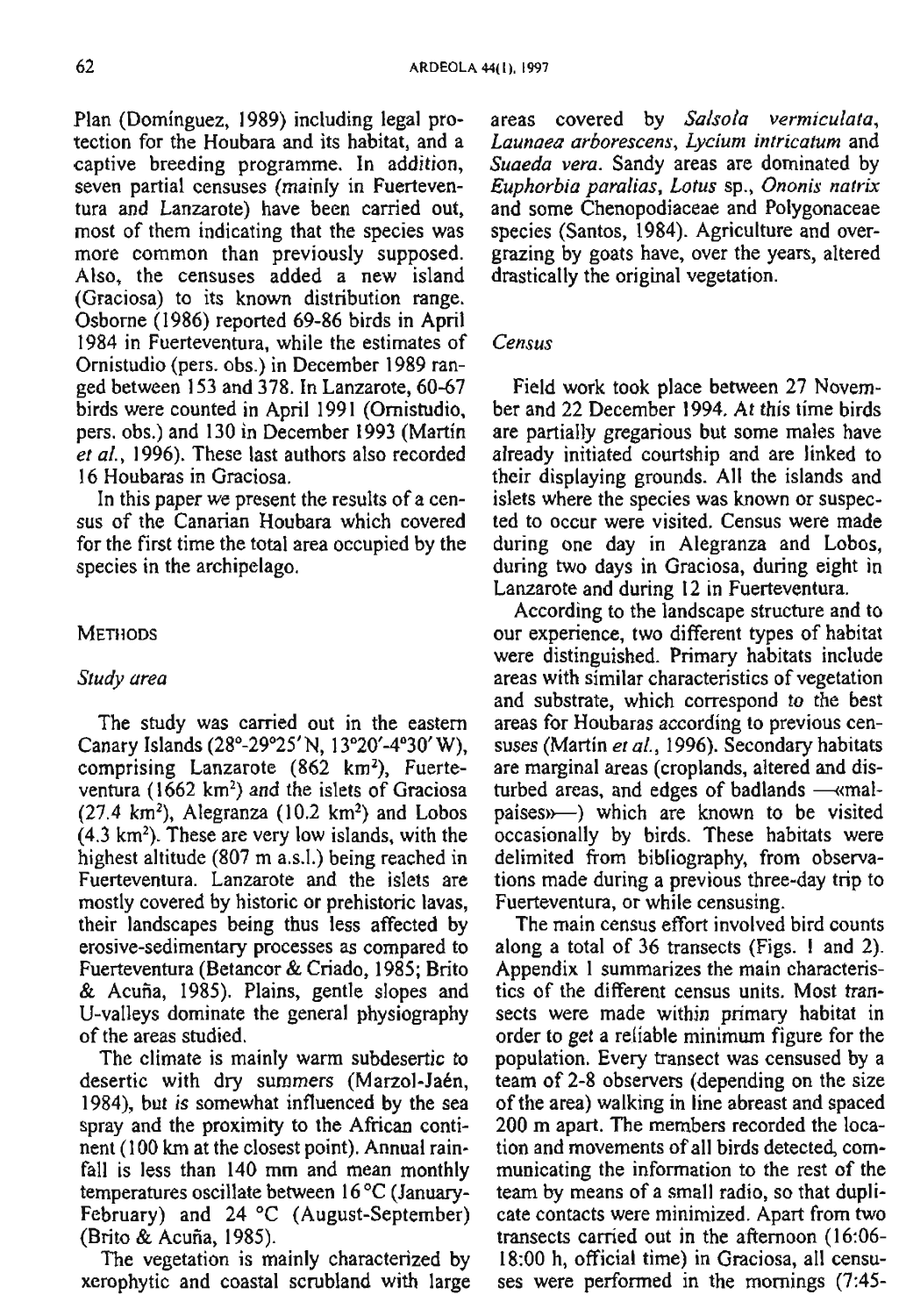Plan (Domínguez, 1989) including legal protection for the Houbara and its habitat, and a captive breeding programme. In addition, seven partial censuses (mainly in Fuerteventura and Lanzarote) have been carried out, most of them indicating that the species was more common than previously supposed. Also, the censuses added a new island (Graciosa) to its known distribution range. Osborne (1986) reported 69-86 birds in April 1984 in Fuerteventura, while the estimates of Ornistudio (pers. obs.) in December 1989 ranged between 153 and 378. In Lanzarote, 60-67 birds were counted in April 1991 (Ornistudio, pers. obs.) and 130 in December 1993 (Martín *et al.*, 1996). These last authors also recorded 16 Houbaras in Graciosa.

In this paper we present the results of a census of the Canarian Houbara which covered for the first time the total area occupied by the species in the archipelago.

## METHODS

### *Study area*

The study was carried out in the eastern Canary Islands (28°-29°25' N, 13°20'-4°30' W), comprising Lanzarote (862 km$^2$), Fuerteventura (1662 km$^2$) and the islets of Graciosa (27.4 km$^2$), Alegranza (10.2 km$^2$) and Lobos (4.3 km$^2$). These are very low islands, with the highest altitude (807 m a.s.l.) being reached in Fuerteventura. Lanzarote and the islets are mostly covered by historic or prehistoric lavas, their landscapes being thus less affected by erosive-sedimentary processes as compared to Fuerteventura (Betancor & Criado, 1985; Brito & Acuña, 1985). Plains, gentle slopes and U-valleys dominate the general physiography of the areas studied.

The climate is mainly warm subdesertic to desertic with dry summers (Marzol-Jaén, 1984), but is somewhat influenced by the sea spray and the proximity to the African continent (100 km at the closest point). Annual rainfall is less than 140 mm and mean monthly temperatures oscillate between 16 °C (January-February) and 24 °C (August-September) (Brito & Acuña, 1985).

The vegetation is mainly characterized by xerophytic and coastal scrubland with large areas covered by *Salsola vermiculata*, *Launaea arborescens*, *Lycium intricatum* and *Suaeda vera*. Sandy areas are dominated by *Euphorbia paralias*, *Lotus* sp., *Ononis natrix* and some Chenopodiaceae and Polygonaceae species (Santos, 1984). Agriculture and overgrazing by goats have, over the years, altered drastically the original vegetation.

### *Census*

Field work took place between 27 November and 22 December 1994. At this time birds are partially gregarious but some males have already initiated courtship and are linked to their displaying grounds. All the islands and islets where the species was known or suspected to occur were visited. Census were made during one day in Alegranza and Lobos, during two days in Graciosa, during eight in Lanzarote and during 12 in Fuerteventura.

According to the landscape structure and to our experience, two different types of habitat were distinguished. Primary habitats include areas with similar characteristics of vegetation and substrate, which correspond to the best areas for Houbaras according to previous censuses (Martín *et al.*, 1996). Secondary habitats are marginal areas (croplands, altered and disturbed areas, and edges of badlands —«malpaises»—) which are known to be visited occasionally by birds. These habitats were delimited from bibliography, from observations made during a previous three-day trip to Fuerteventura, or while censusing.

The main census effort involved bird counts along a total of 36 transects (Figs. 1 and 2). Appendix 1 summarizes the main characteristics of the different census units. Most transects were made within primary habitat in order to get a reliable minimum figure for the population. Every transect was censused by a team of 2-8 observers (depending on the size of the area) walking in line abreast and spaced 200 m apart. The members recorded the location and movements of all birds detected, communicating the information to the rest of the team by means of a small radio, so that duplicate contacts were minimized. Apart from two transects carried out in the afternoon (16:06-18:00 h, official time) in Graciosa, all censuses were performed in the mornings (7:45-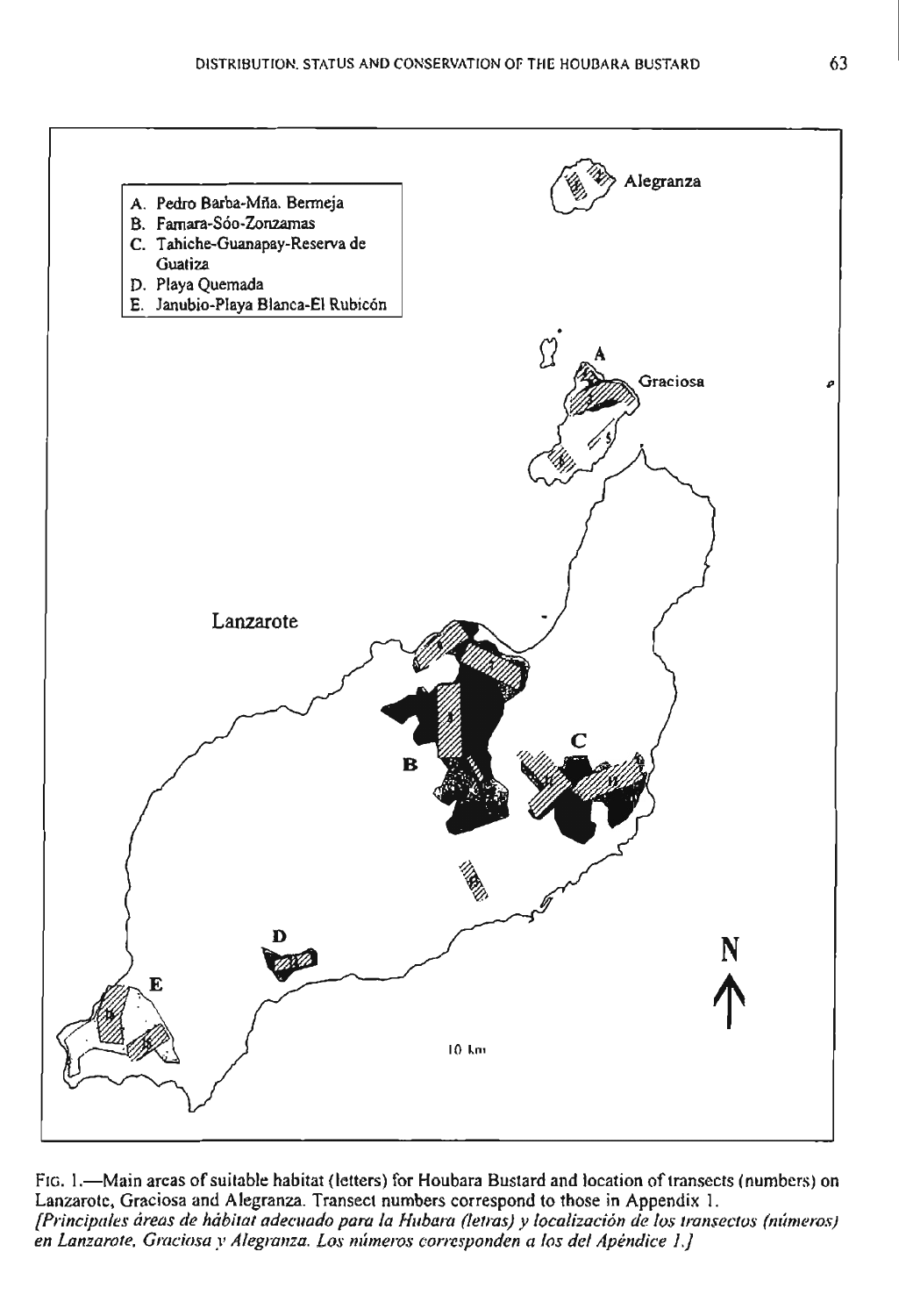A. Pedro Barba-Mña. Bermeja
B. Famara-Sóo-Zonzamas
C. Tahiche-Guanapay-Reserva de Guatiza
D. Playa Quemada
E. Janubio-Playa Blanca-El Rubicón

Fig. 1.—Main areas of suitable habitat (letters) for Houbara Bustard and location of transects (numbers) on Lanzarote, Graciosa and Alegranza. Transect numbers correspond to those in Appendix 1.
*[Principales áreas de hábitat adecuado para la Hubara (letras) y localización de los transectos (números) en Lanzarote, Graciosa y Alegranza. Los números corresponden a los del Apéndice 1.]*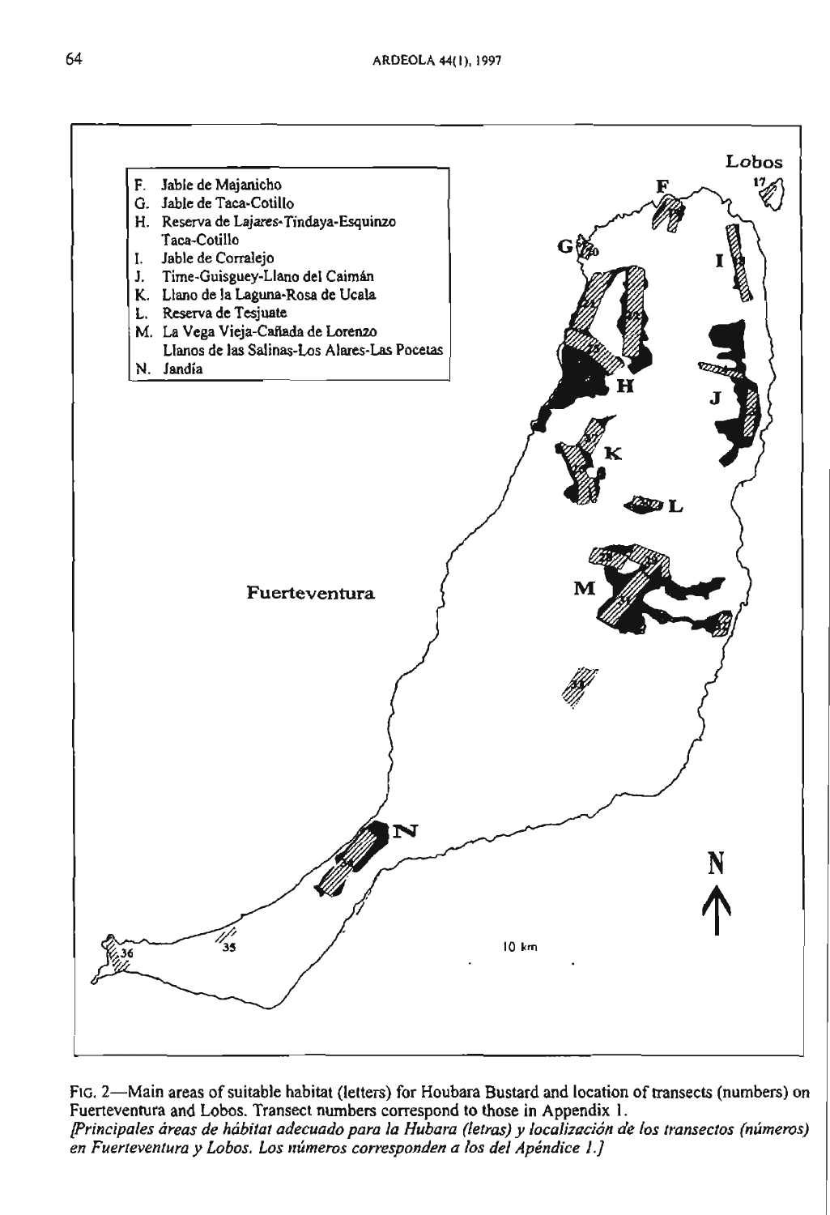F. Jable de Majanicho
G. Jable de Taca-Cotillo
H. Reserva de Lajares-Tindaya-Esquinzo Taca-Cotillo
I. Jable de Corralejo
J. Time-Guisguey-Llano del Caimán
K. Llano de la Laguna-Rosa de Ucala
L. Reserva de Tesjuate
M. La Vega Vieja-Cañada de Lorenzo Llanos de las Salinas-Los Alares-Las Pocetas
N. Jandía

FIG. 2—Main areas of suitable habitat (letters) for Houbara Bustard and location of transects (numbers) on Fuerteventura and Lobos. Transect numbers correspond to those in Appendix 1.
*[Principales áreas de hábitat adecuado para la Hubara (letras) y localización de los transectos (números) en Fuerteventura y Lobos. Los números corresponden a los del Apéndice 1.]*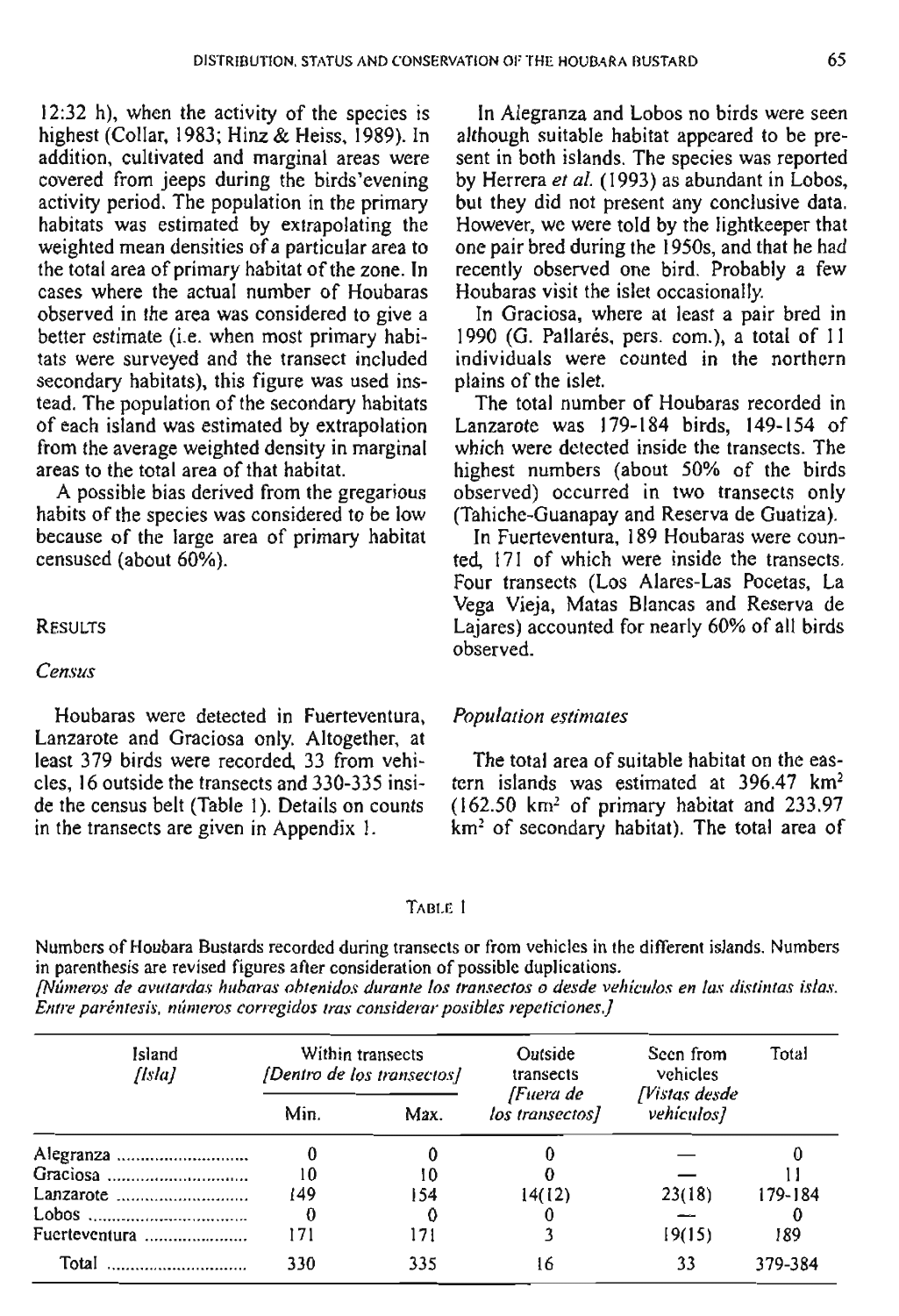12:32 h), when the activity of the species is highest (Collar, 1983; Hinz & Heiss, 1989). In addition, cultivated and marginal areas were covered from jeeps during the birds'evening activity period. The population in the primary habitats was estimated by extrapolating the weighted mean densities of a particular area to the total area of primary habitat of the zone. In cases where the actual number of Houbaras observed in the area was considered to give a better estimate (i.e. when most primary habitats were surveyed and the transect included secondary habitats), this figure was used instead. The population of the secondary habitats of each island was estimated by extrapolation from the average weighted density in marginal areas to the total area of that habitat.

A possible bias derived from the gregarious habits of the species was considered to be low because of the large area of primary habitat censused (about 60%).

## RESULTS

### *Census*

Houbaras were detected in Fuerteventura, Lanzarote and Graciosa only. Altogether, at least 379 birds were recorded, 33 from vehicles, 16 outside the transects and 330-335 inside the census belt (Table 1). Details on counts in the transects are given in Appendix 1.

In Alegranza and Lobos no birds were seen although suitable habitat appeared to be present in both islands. The species was reported by Herrera *et al.* (1993) as abundant in Lobos, but they did not present any conclusive data. However, we were told by the lightkeeper that one pair bred during the 1950s, and that he had recently observed one bird. Probably a few Houbaras visit the islet occasionally.

In Graciosa, where at least a pair bred in 1990 (G. Pallarés, pers. com.), a total of 11 individuals were counted in the northern plains of the islet.

The total number of Houbaras recorded in Lanzarote was 179-184 birds, 149-154 of which were detected inside the transects. The highest numbers (about 50% of the birds observed) occurred in two transects only (Tahiche-Guanapay and Reserva de Guatiza).

In Fuerteventura, 189 Houbaras were counted, 171 of which were inside the transects. Four transects (Los Alares-Las Pocetas, La Vega Vieja, Matas Blancas and Reserva de Lajares) accounted for nearly 60% of all birds observed.

### *Population estimates*

The total area of suitable habitat on the eastern islands was estimated at 396.47 km$^2$ (162.50 km$^2$ of primary habitat and 233.97 km$^2$ of secondary habitat). The total area of

TABLE 1

Numbers of Houbara Bustards recorded during transects or from vehicles in the different islands. Numbers in parenthesis are revised figures after consideration of possible duplications.
*[Números de avutardas hubaras obtenidos durante los transectos o desde vehículos en las distintas islas. Entre paréntesis, números corregidos tras considerar posibles repeticiones.]*

| Island *[Isla]* | Within transects *[Dentro de los transectos]* | | Outside transects *[Fuera de los transectos]* | Seen from vehicles *[Vistas desde vehículos]* | Total |
|---|---|---|---|---|---|
| | Min. | Max. | | | |
| Alegranza | 0 | 0 | 0 | — | 0 |
| Graciosa | 10 | 10 | 0 | — | 11 |
| Lanzarote | 149 | 154 | 14(12) | 23(18) | 179-184 |
| Lobos | 0 | 0 | 0 | — | 0 |
| Fuerteventura | 171 | 171 | 3 | 19(15) | 189 |
| Total | 330 | 335 | 16 | 33 | 379-384 |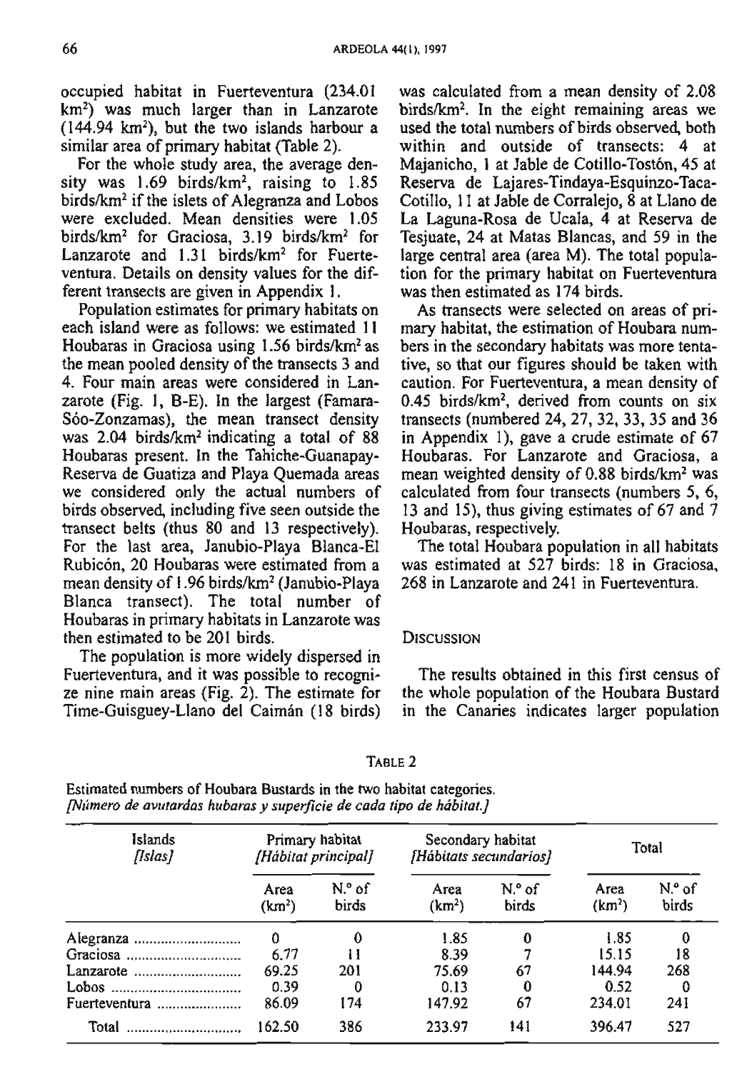occupied habitat in Fuerteventura (234.01 km²) was much larger than in Lanzarote (144.94 km²), but the two islands harbour a similar area of primary habitat (Table 2).

For the whole study area, the average density was 1.69 birds/km², raising to 1.85 birds/km² if the islets of Alegranza and Lobos were excluded. Mean densities were 1.05 birds/km² for Graciosa, 3.19 birds/km² for Lanzarote and 1.31 birds/km² for Fuerteventura. Details on density values for the different transects are given in Appendix 1.

Population estimates for primary habitats on each island were as follows: we estimated 11 Houbaras in Graciosa using 1.56 birds/km² as the mean pooled density of the transects 3 and 4. Four main areas were considered in Lanzarote (Fig. 1, B-E). In the largest (Famara-Sóo-Zonzamas), the mean transect density was 2.04 birds/km² indicating a total of 88 Houbaras present. In the Tahiche-Guanapay-Reserva de Guatiza and Playa Quemada areas we considered only the actual numbers of birds observed, including five seen outside the transect belts (thus 80 and 13 respectively). For the last area, Janubio-Playa Blanca-El Rubicón, 20 Houbaras were estimated from a mean density of 1.96 birds/km² (Janubio-Playa Blanca transect). The total number of Houbaras in primary habitats in Lanzarote was then estimated to be 201 birds.

The population is more widely dispersed in Fuerteventura, and it was possible to recognize nine main areas (Fig. 2). The estimate for Time-Guisguey-Llano del Caimán (18 birds) was calculated from a mean density of 2.08 birds/km². In the eight remaining areas we used the total numbers of birds observed, both within and outside of transects: 4 at Majanicho, 1 at Jable de Cotillo-Tostón, 45 at Reserva de Lajares-Tindaya-Esquinzo-Taca-Cotillo, 11 at Jable de Corralejo, 8 at Llano de La Laguna-Rosa de Ucala, 4 at Reserva de Tesjuate, 24 at Matas Blancas, and 59 in the large central area (area M). The total population for the primary habitat on Fuerteventura was then estimated as 174 birds.

As transects were selected on areas of primary habitat, the estimation of Houbara numbers in the secondary habitats was more tentative, so that our figures should be taken with caution. For Fuerteventura, a mean density of 0.45 birds/km², derived from counts on six transects (numbered 24, 27, 32, 33, 35 and 36 in Appendix 1), gave a crude estimate of 67 Houbaras. For Lanzarote and Graciosa, a mean weighted density of 0.88 birds/km² was calculated from four transects (numbers 5, 6, 13 and 15), thus giving estimates of 67 and 7 Houbaras, respectively.

The total Houbara population in all habitats was estimated at 527 birds: 18 in Graciosa, 268 in Lanzarote and 241 in Fuerteventura.

## Discussion

The results obtained in this first census of the whole population of the Houbara Bustard in the Canaries indicates larger population

TABLE 2

Estimated numbers of Houbara Bustards in the two habitat categories.
*[Número de avutardas hubaras y superficie de cada tipo de hábitat.]*

| Islands *[Islas]* | Primary habitat *[Hábitat principal]* | | Secondary habitat *[Hábitats secundarios]* | | Total | |
|---|---|---|---|---|---|---|
| | Area (km²) | N.° of birds | Area (km²) | N.° of birds | Area (km²) | N.° of birds |
| Alegranza | 0 | 0 | 1.85 | 0 | 1.85 | 0 |
| Graciosa | 6.77 | 11 | 8.39 | 7 | 15.15 | 18 |
| Lanzarote | 69.25 | 201 | 75.69 | 67 | 144.94 | 268 |
| Lobos | 0.39 | 0 | 0.13 | 0 | 0.52 | 0 |
| Fuerteventura | 86.09 | 174 | 147.92 | 67 | 234.01 | 241 |
| Total | 162.50 | 386 | 233.97 | 141 | 396.47 | 527 |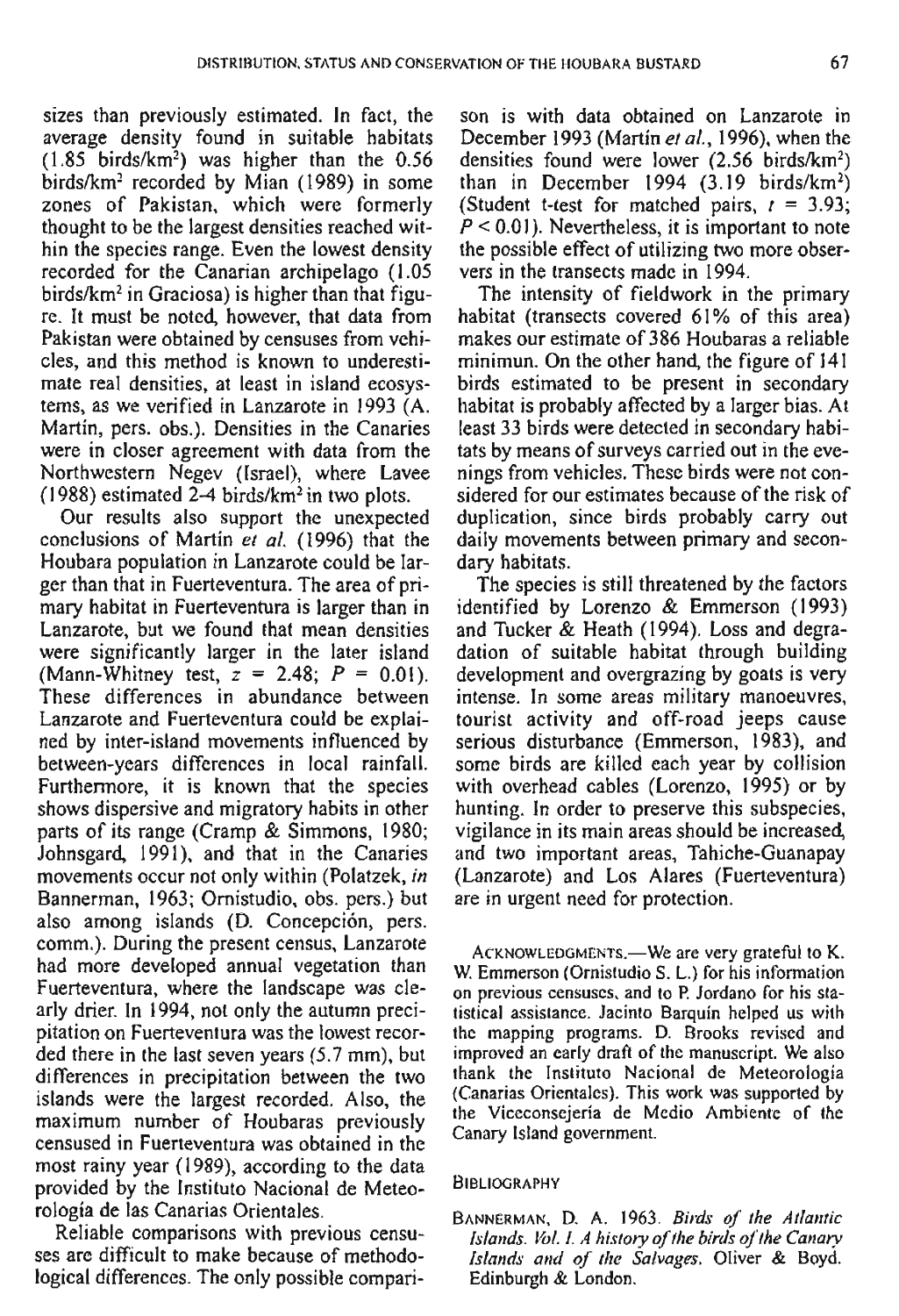sizes than previously estimated. In fact, the average density found in suitable habitats (1.85 birds/km$^2$) was higher than the 0.56 birds/km$^2$ recorded by Mian (1989) in some zones of Pakistan, which were formerly thought to be the largest densities reached within the species range. Even the lowest density recorded for the Canarian archipelago (1.05 birds/km$^2$ in Graciosa) is higher than that figure. It must be noted, however, that data from Pakistan were obtained by censuses from vehicles, and this method is known to underestimate real densities, at least in island ecosystems, as we verified in Lanzarote in 1993 (A. Martín, pers. obs.). Densities in the Canaries were in closer agreement with data from the Northwestern Negev (Israel), where Lavee (1988) estimated 2-4 birds/km$^2$ in two plots.

Our results also support the unexpected conclusions of Martín *et al.* (1996) that the Houbara population in Lanzarote could be larger than that in Fuerteventura. The area of primary habitat in Fuerteventura is larger than in Lanzarote, but we found that mean densities were significantly larger in the later island (Mann-Whitney test, $z = 2.48$; $P = 0.01$). These differences in abundance between Lanzarote and Fuerteventura could be explained by inter-island movements influenced by between-years differences in local rainfall. Furthermore, it is known that the species shows dispersive and migratory habits in other parts of its range (Cramp & Simmons, 1980; Johnsgard, 1991), and that in the Canaries movements occur not only within (Polatzek, *in* Bannerman, 1963; Ornistudio, obs. pers.) but also among islands (D. Concepción, pers. comm.). During the present census, Lanzarote had more developed annual vegetation than Fuerteventura, where the landscape was clearly drier. In 1994, not only the autumn precipitation on Fuerteventura was the lowest recorded there in the last seven years (5.7 mm), but differences in precipitation between the two islands were the largest recorded. Also, the maximum number of Houbaras previously censused in Fuerteventura was obtained in the most rainy year (1989), according to the data provided by the Instituto Nacional de Meteorología de las Canarias Orientales.

Reliable comparisons with previous censuses are difficult to make because of methodological differences. The only possible comparison is with data obtained on Lanzarote in December 1993 (Martín *et al.*, 1996), when the densities found were lower (2.56 birds/km$^2$) than in December 1994 (3.19 birds/km$^2$) (Student t-test for matched pairs, $t = 3.93$; $P < 0.01$). Nevertheless, it is important to note the possible effect of utilizing two more observers in the transects made in 1994.

The intensity of fieldwork in the primary habitat (transects covered 61% of this area) makes our estimate of 386 Houbaras a reliable minimun. On the other hand, the figure of 141 birds estimated to be present in secondary habitat is probably affected by a larger bias. At least 33 birds were detected in secondary habitats by means of surveys carried out in the evenings from vehicles. These birds were not considered for our estimates because of the risk of duplication, since birds probably carry out daily movements between primary and secondary habitats.

The species is still threatened by the factors identified by Lorenzo & Emmerson (1993) and Tucker & Heath (1994). Loss and degradation of suitable habitat through building development and overgrazing by goats is very intense. In some areas military manoeuvres, tourist activity and off-road jeeps cause serious disturbance (Emmerson, 1983), and some birds are killed each year by collision with overhead cables (Lorenzo, 1995) or by hunting. In order to preserve this subspecies, vigilance in its main areas should be increased, and two important areas, Tahiche-Guanapay (Lanzarote) and Los Alares (Fuerteventura) are in urgent need for protection.

ACKNOWLEDGMENTS.—We are very grateful to K. W. Emmerson (Ornistudio S. L.) for his information on previous censuses, and to P. Jordano for his statistical assistance. Jacinto Barquín helped us with the mapping programs. D. Brooks revised and improved an early draft of the manuscript. We also thank the Instituto Nacional de Meteorología (Canarias Orientales). This work was supported by the Viceconsejería de Medio Ambiente of the Canary Island government.

## BIBLIOGRAPHY

BANNERMAN, D. A. 1963. *Birds of the Atlantic Islands. Vol. I. A history of the birds of the Canary Islands and of the Salvages.* Oliver & Boyd. Edinburgh & London.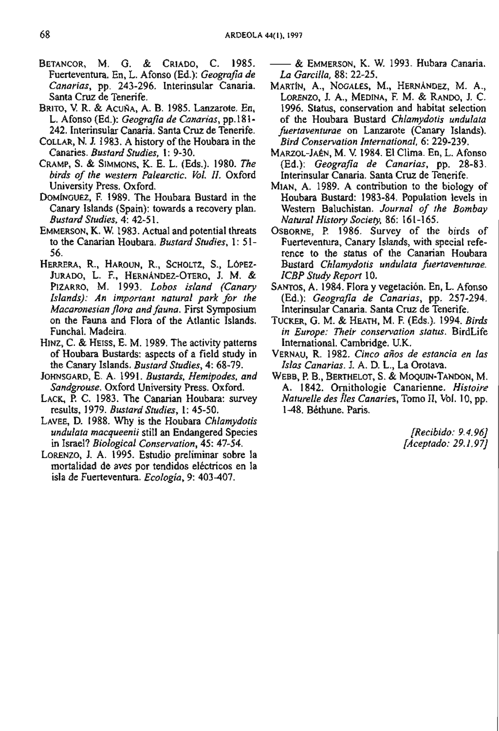BETANCOR, M. G. & CRIADO, C. 1985. Fuerteventura. En, L. Afonso (Ed.): *Geografía de Canarias*, pp. 243-296. Interinsular Canaria. Santa Cruz de Tenerife.

BRITO, V. R. & ACUÑA, A. B. 1985. Lanzarote. En, L. Afonso (Ed.): *Geografía de Canarias*, pp.181-242. Interinsular Canaria. Santa Cruz de Tenerife.

COLLAR, N. J. 1983. A history of the Houbara in the Canaries. *Bustard Studies*, 1: 9-30.

CRAMP, S. & SIMMONS, K. E. L. (Eds.). 1980. *The birds of the western Palearctic. Vol. II.* Oxford University Press. Oxford.

DOMÍNGUEZ, F. 1989. The Houbara Bustard in the Canary Islands (Spain): towards a recovery plan. *Bustard Studies*, 4: 42-51.

EMMERSON, K. W. 1983. Actual and potential threats to the Canarian Houbara. *Bustard Studies*, 1: 51-56.

HERRERA, R., HAROUN, R., SCHOLTZ, S., LÓPEZ-JURADO, L. F., HERNÁNDEZ-OTERO, J. M. & PIZARRO, M. 1993. *Lobos island (Canary Islands): An important natural park for the Macaronesian flora and fauna*. First Symposium on the Fauna and Flora of the Atlantic Islands. Funchal. Madeira.

HINZ, C. & HEISS, E. M. 1989. The activity patterns of Houbara Bustards: aspects of a field study in the Canary Islands. *Bustard Studies*, 4: 68-79.

JOHNSGARD, E. A. 1991. *Bustards, Hemipodes, and Sandgrouse*. Oxford University Press. Oxford.

LACK, P. C. 1983. The Canarian Houbara: survey results, 1979. *Bustard Studies*, 1: 45-50.

LAVEE, D. 1988. Why is the Houbara *Chlamydotis undulata macqueenii* still an Endangered Species in Israel? *Biological Conservation*, 45: 47-54.

LORENZO, J. A. 1995. Estudio preliminar sobre la mortalidad de aves por tendidos eléctricos en la isla de Fuerteventura. *Ecología*, 9: 403-407.

—— & EMMERSON, K. W. 1993. Hubara Canaria. *La Garcilla*, 88: 22-25.

MARTÍN, A., NOGALES, M., HERNÁNDEZ, M. A., LORENZO, J. A., MEDINA, F. M. & RANDO, J. C. 1996. Status, conservation and habitat selection of the Houbara Bustard *Chlamydotis undulata fuertaventurae* on Lanzarote (Canary Islands). *Bird Conservation International*, 6: 229-239.

MARZOL-JAÉN, M. V. 1984. El Clima. En, L. Afonso (Ed.): *Geografía de Canarias*, pp. 28-83. Interinsular Canaria. Santa Cruz de Tenerife.

MIAN, A. 1989. A contribution to the biology of Houbara Bustard: 1983-84. Population levels in Western Baluchistan. *Journal of the Bombay Natural History Society*, 86: 161-165.

OSBORNE, P. 1986. Survey of the birds of Fuerteventura, Canary Islands, with special reference to the status of the Canarian Houbara Bustard *Chlamydotis undulata fuertaventurae*. *ICBP Study Report* 10.

SANTOS, A. 1984. Flora y vegetación. En, L. Afonso (Ed.): *Geografía de Canarias*, pp. 257-294. Interinsular Canaria. Santa Cruz de Tenerife.

TUCKER, G. M. & HEATH, M. F. (Eds.). 1994. *Birds in Europe: Their conservation status*. BirdLife International. Cambridge. U.K.

VERNAU, R. 1982. *Cinco años de estancia en las Islas Canarias*. J. A. D. L., La Orotava.

WEBB, P. B., BERTHELOT, S. & MOQUIN-TANDON, M. A. 1842. Ornithologie Canarienne. *Histoire Naturelle des Îles Canaries*, Tomo II, Vol. 10, pp. 1-48. Béthune. Paris.

*[Recibido: 9.4.96]*
*[Aceptado: 29.1.97]*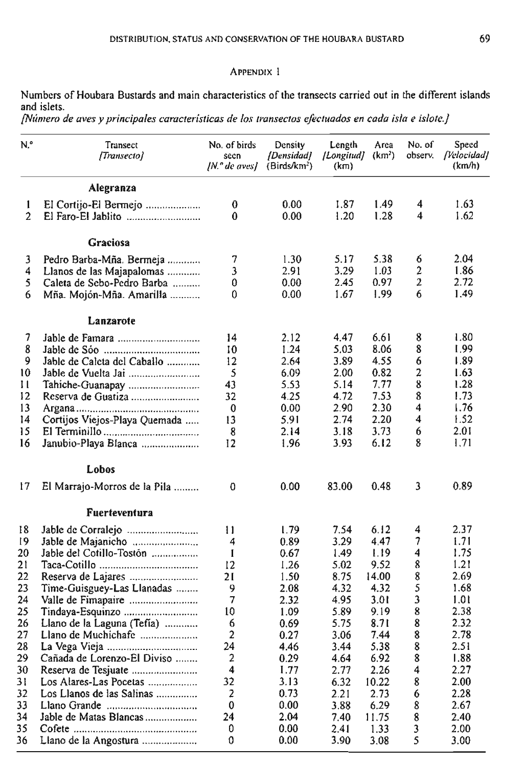## Appendix 1

Numbers of Houbara Bustards and main characteristics of the transects carried out in the different islands and islets.

*[Número de aves y principales características de los transectos efectuados en cada isla e islote.]*

| N.° | Transect *[Transecto]* | No. of birds seen *[N.° de aves]* | Density *[Densidad]* (Birds/km²) | Length *[Longitud]* (km) | Area (km²) | No. of observ. | Speed *[Velocidad]* (km/h) |
|---|---|---|---|---|---|---|---|
| | **Alegranza** | | | | | | |
| 1 | El Cortijo-El Bermejo | 0 | 0.00 | 1.87 | 1.49 | 4 | 1.63 |
| 2 | El Faro-El Jablito | 0 | 0.00 | 1.20 | 1.28 | 4 | 1.62 |
| | **Graciosa** | | | | | | |
| 3 | Pedro Barba-Mña. Bermeja | 7 | 1.30 | 5.17 | 5.38 | 6 | 2.04 |
| 4 | Llanos de las Majapalomas | 3 | 2.91 | 3.29 | 1.03 | 2 | 1.86 |
| 5 | Caleta de Sebo-Pedro Barba | 0 | 0.00 | 2.45 | 0.97 | 2 | 2.72 |
| 6 | Mña. Mojón-Mña. Amarilla | 0 | 0.00 | 1.67 | 1.99 | 6 | 1.49 |
| | **Lanzarote** | | | | | | |
| 7 | Jable de Famara | 14 | 2.12 | 4.47 | 6.61 | 8 | 1.80 |
| 8 | Jable de Sóo | 10 | 1.24 | 5.03 | 8.06 | 8 | 1.99 |
| 9 | Jable de Caleta del Caballo | 12 | 2.64 | 3.89 | 4.55 | 6 | 1.89 |
| 10 | Jable de Vuelta Jai | 5 | 6.09 | 2.00 | 0.82 | 2 | 1.63 |
| 11 | Tahiche-Guanapay | 43 | 5.53 | 5.14 | 7.77 | 8 | 1.28 |
| 12 | Reserva de Guatiza | 32 | 4.25 | 4.72 | 7.53 | 8 | 1.73 |
| 13 | Argana | 0 | 0.00 | 2.90 | 2.30 | 4 | 1.76 |
| 14 | Cortijos Viejos-Playa Quemada | 13 | 5.91 | 2.74 | 2.20 | 4 | 1.52 |
| 15 | El Terminillo | 8 | 2.14 | 3.18 | 3.73 | 6 | 2.01 |
| 16 | Janubio-Playa Blanca | 12 | 1.96 | 3.93 | 6.12 | 8 | 1.71 |
| | **Lobos** | | | | | | |
| 17 | El Marrajo-Morros de la Pila | 0 | 0.00 | 83.00 | 0.48 | 3 | 0.89 |
| | **Fuerteventura** | | | | | | |
| 18 | Jable de Corralejo | 11 | 1.79 | 7.54 | 6.12 | 4 | 2.37 |
| 19 | Jable de Majanicho | 4 | 0.89 | 3.29 | 4.47 | 7 | 1.71 |
| 20 | Jable del Cotillo-Tostón | 1 | 0.67 | 1.49 | 1.19 | 4 | 1.75 |
| 21 | Taca-Cotillo | 12 | 1.26 | 5.02 | 9.52 | 8 | 1.21 |
| 22 | Reserva de Lajares | 21 | 1.50 | 8.75 | 14.00 | 8 | 2.69 |
| 23 | Time-Guisguey-Las Llanadas | 9 | 2.08 | 4.32 | 4.32 | 5 | 1.68 |
| 24 | Valle de Fimapaire | 7 | 2.32 | 4.95 | 3.01 | 3 | 1.01 |
| 25 | Tindaya-Esquinzo | 10 | 1.09 | 5.89 | 9.19 | 8 | 2.38 |
| 26 | Llano de la Laguna (Tefía) | 6 | 0.69 | 5.75 | 8.71 | 8 | 2.32 |
| 27 | Llano de Muchichafe | 2 | 0.27 | 3.06 | 7.44 | 8 | 2.78 |
| 28 | La Vega Vieja | 24 | 4.46 | 3.44 | 5.38 | 8 | 2.51 |
| 29 | Cañada de Lorenzo-El Diviso | 2 | 0.29 | 4.64 | 6.92 | 8 | 1.88 |
| 30 | Reserva de Tesjuate | 4 | 1.77 | 2.77 | 2.26 | 4 | 2.27 |
| 31 | Los Alares-Las Pocetas | 32 | 3.13 | 6.32 | 10.22 | 8 | 2.00 |
| 32 | Los Llanos de las Salinas | 2 | 0.73 | 2.21 | 2.73 | 6 | 2.28 |
| 33 | Llano Grande | 0 | 0.00 | 3.88 | 6.29 | 8 | 2.67 |
| 34 | Jable de Matas Blancas | 24 | 2.04 | 7.40 | 11.75 | 8 | 2.40 |
| 35 | Cofete | 0 | 0.00 | 2.41 | 1.33 | 3 | 2.00 |
| 36 | Llano de la Angostura | 0 | 0.00 | 3.90 | 3.08 | 5 | 3.00 |